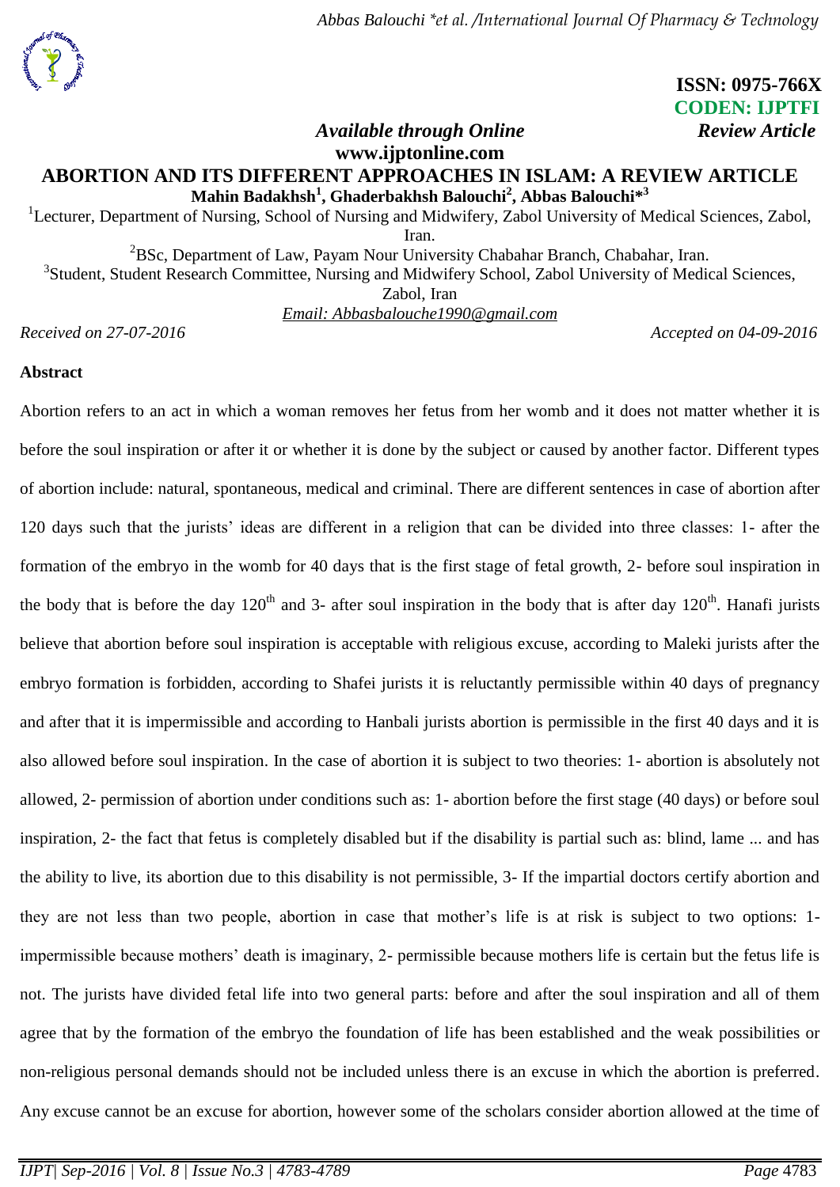**ISSN: 0975-766X**
**CODEN: IJPTFI**

*Available through Online* *Review Article*

**www.ijptonline.com**

# ABORTION AND ITS DIFFERENT APPROACHES IN ISLAM: A REVIEW ARTICLE

**Mahin Badakhsh[1], Ghaderbakhsh Balouchi[2], Abbas Balouchi*[3]**

[1]Lecturer, Department of Nursing, School of Nursing and Midwifery, Zabol University of Medical Sciences, Zabol, Iran.

[2]BSc, Department of Law, Payam Nour University Chabahar Branch, Chabahar, Iran.

[3]Student, Student Research Committee, Nursing and Midwifery School, Zabol University of Medical Sciences, Zabol, Iran

*Email: Abbasbalouche1990@gmail.com*

*Received on 27-07-2016* *Accepted on 04-09-2016*

## Abstract

Abortion refers to an act in which a woman removes her fetus from her womb and it does not matter whether it is before the soul inspiration or after it or whether it is done by the subject or caused by another factor. Different types of abortion include: natural, spontaneous, medical and criminal. There are different sentences in case of abortion after 120 days such that the jurists' ideas are different in a religion that can be divided into three classes: 1- after the formation of the embryo in the womb for 40 days that is the first stage of fetal growth, 2- before soul inspiration in the body that is before the day 120$^{th}$ and 3- after soul inspiration in the body that is after day 120$^{th}$. Hanafi jurists believe that abortion before soul inspiration is acceptable with religious excuse, according to Maleki jurists after the embryo formation is forbidden, according to Shafei jurists it is reluctantly permissible within 40 days of pregnancy and after that it is impermissible and according to Hanbali jurists abortion is permissible in the first 40 days and it is also allowed before soul inspiration. In the case of abortion it is subject to two theories: 1- abortion is absolutely not allowed, 2- permission of abortion under conditions such as: 1- abortion before the first stage (40 days) or before soul inspiration, 2- the fact that fetus is completely disabled but if the disability is partial such as: blind, lame ... and has the ability to live, its abortion due to this disability is not permissible, 3- If the impartial doctors certify abortion and they are not less than two people, abortion in case that mother's life is at risk is subject to two options: 1- impermissible because mothers' death is imaginary, 2- permissible because mothers life is certain but the fetus life is not. The jurists have divided fetal life into two general parts: before and after the soul inspiration and all of them agree that by the formation of the embryo the foundation of life has been established and the weak possibilities or non-religious personal demands should not be included unless there is an excuse in which the abortion is preferred. Any excuse cannot be an excuse for abortion, however some of the scholars consider abortion allowed at the time of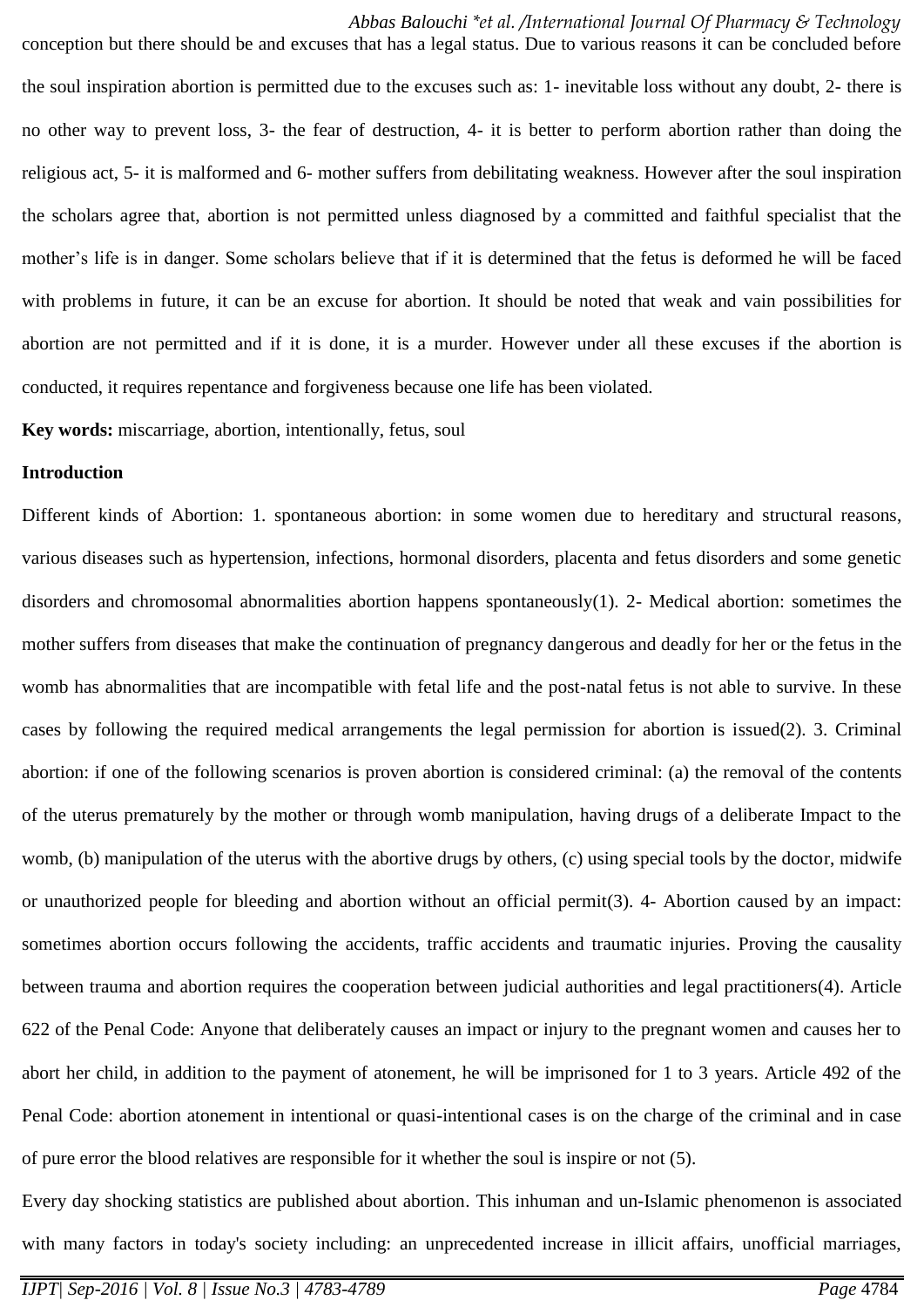conception but there should be and excuses that has a legal status. Due to various reasons it can be concluded before the soul inspiration abortion is permitted due to the excuses such as: 1- inevitable loss without any doubt, 2- there is no other way to prevent loss, 3- the fear of destruction, 4- it is better to perform abortion rather than doing the religious act, 5- it is malformed and 6- mother suffers from debilitating weakness. However after the soul inspiration the scholars agree that, abortion is not permitted unless diagnosed by a committed and faithful specialist that the mother's life is in danger. Some scholars believe that if it is determined that the fetus is deformed he will be faced with problems in future, it can be an excuse for abortion. It should be noted that weak and vain possibilities for abortion are not permitted and if it is done, it is a murder. However under all these excuses if the abortion is conducted, it requires repentance and forgiveness because one life has been violated.

**Key words:** miscarriage, abortion, intentionally, fetus, soul

**Introduction**

Different kinds of Abortion: 1. spontaneous abortion: in some women due to hereditary and structural reasons, various diseases such as hypertension, infections, hormonal disorders, placenta and fetus disorders and some genetic disorders and chromosomal abnormalities abortion happens spontaneously(1). 2- Medical abortion: sometimes the mother suffers from diseases that make the continuation of pregnancy dangerous and deadly for her or the fetus in the womb has abnormalities that are incompatible with fetal life and the post-natal fetus is not able to survive. In these cases by following the required medical arrangements the legal permission for abortion is issued(2). 3. Criminal abortion: if one of the following scenarios is proven abortion is considered criminal: (a) the removal of the contents of the uterus prematurely by the mother or through womb manipulation, having drugs of a deliberate Impact to the womb, (b) manipulation of the uterus with the abortive drugs by others, (c) using special tools by the doctor, midwife or unauthorized people for bleeding and abortion without an official permit(3). 4- Abortion caused by an impact: sometimes abortion occurs following the accidents, traffic accidents and traumatic injuries. Proving the causality between trauma and abortion requires the cooperation between judicial authorities and legal practitioners(4). Article 622 of the Penal Code: Anyone that deliberately causes an impact or injury to the pregnant women and causes her to abort her child, in addition to the payment of atonement, he will be imprisoned for 1 to 3 years. Article 492 of the Penal Code: abortion atonement in intentional or quasi-intentional cases is on the charge of the criminal and in case of pure error the blood relatives are responsible for it whether the soul is inspire or not (5).

Every day shocking statistics are published about abortion. This inhuman and un-Islamic phenomenon is associated with many factors in today's society including: an unprecedented increase in illicit affairs, unofficial marriages,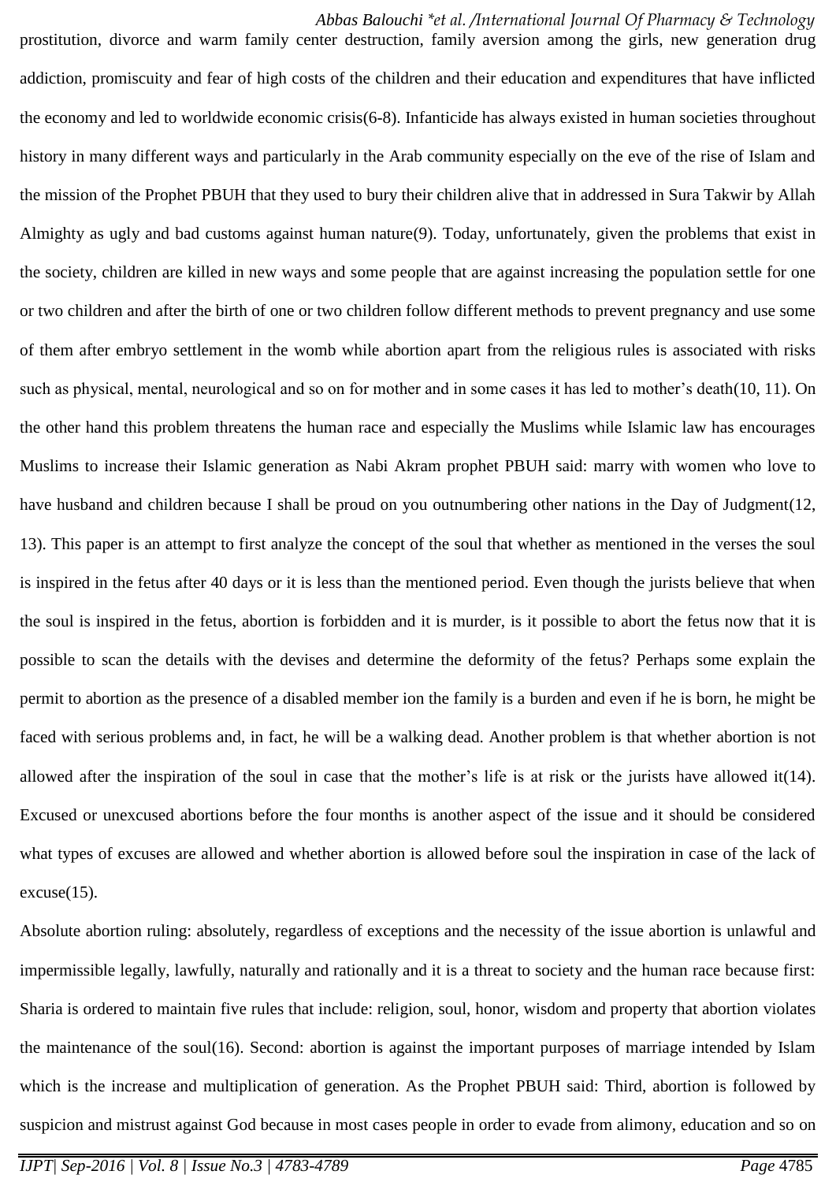prostitution, divorce and warm family center destruction, family aversion among the girls, new generation drug addiction, promiscuity and fear of high costs of the children and their education and expenditures that have inflicted the economy and led to worldwide economic crisis(6-8). Infanticide has always existed in human societies throughout history in many different ways and particularly in the Arab community especially on the eve of the rise of Islam and the mission of the Prophet PBUH that they used to bury their children alive that in addressed in Sura Takwir by Allah Almighty as ugly and bad customs against human nature(9). Today, unfortunately, given the problems that exist in the society, children are killed in new ways and some people that are against increasing the population settle for one or two children and after the birth of one or two children follow different methods to prevent pregnancy and use some of them after embryo settlement in the womb while abortion apart from the religious rules is associated with risks such as physical, mental, neurological and so on for mother and in some cases it has led to mother's death(10, 11). On the other hand this problem threatens the human race and especially the Muslims while Islamic law has encourages Muslims to increase their Islamic generation as Nabi Akram prophet PBUH said: marry with women who love to have husband and children because I shall be proud on you outnumbering other nations in the Day of Judgment(12, 13). This paper is an attempt to first analyze the concept of the soul that whether as mentioned in the verses the soul is inspired in the fetus after 40 days or it is less than the mentioned period. Even though the jurists believe that when the soul is inspired in the fetus, abortion is forbidden and it is murder, is it possible to abort the fetus now that it is possible to scan the details with the devises and determine the deformity of the fetus? Perhaps some explain the permit to abortion as the presence of a disabled member ion the family is a burden and even if he is born, he might be faced with serious problems and, in fact, he will be a walking dead. Another problem is that whether abortion is not allowed after the inspiration of the soul in case that the mother's life is at risk or the jurists have allowed it(14). Excused or unexcused abortions before the four months is another aspect of the issue and it should be considered what types of excuses are allowed and whether abortion is allowed before soul the inspiration in case of the lack of excuse(15).

Absolute abortion ruling: absolutely, regardless of exceptions and the necessity of the issue abortion is unlawful and impermissible legally, lawfully, naturally and rationally and it is a threat to society and the human race because first: Sharia is ordered to maintain five rules that include: religion, soul, honor, wisdom and property that abortion violates the maintenance of the soul(16). Second: abortion is against the important purposes of marriage intended by Islam which is the increase and multiplication of generation. As the Prophet PBUH said: Third, abortion is followed by suspicion and mistrust against God because in most cases people in order to evade from alimony, education and so on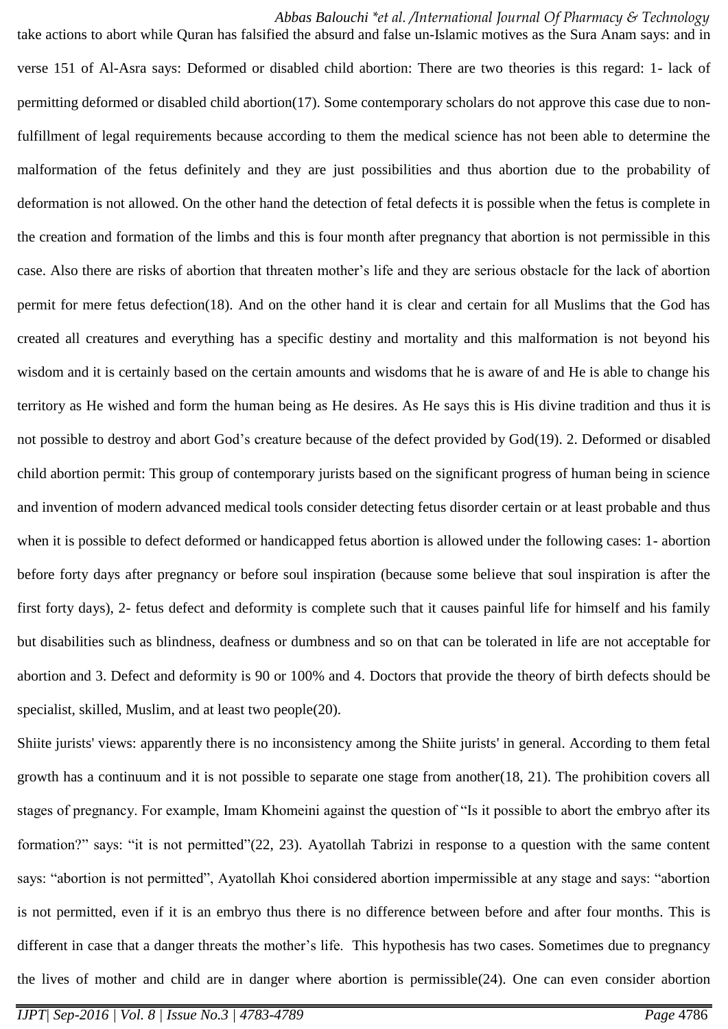take actions to abort while Quran has falsified the absurd and false un-Islamic motives as the Sura Anam says: and in verse 151 of Al-Asra says: Deformed or disabled child abortion: There are two theories is this regard: 1- lack of permitting deformed or disabled child abortion(17). Some contemporary scholars do not approve this case due to non-fulfillment of legal requirements because according to them the medical science has not been able to determine the malformation of the fetus definitely and they are just possibilities and thus abortion due to the probability of deformation is not allowed. On the other hand the detection of fetal defects it is possible when the fetus is complete in the creation and formation of the limbs and this is four month after pregnancy that abortion is not permissible in this case. Also there are risks of abortion that threaten mother's life and they are serious obstacle for the lack of abortion permit for mere fetus defection(18). And on the other hand it is clear and certain for all Muslims that the God has created all creatures and everything has a specific destiny and mortality and this malformation is not beyond his wisdom and it is certainly based on the certain amounts and wisdoms that he is aware of and He is able to change his territory as He wished and form the human being as He desires. As He says this is His divine tradition and thus it is not possible to destroy and abort God's creature because of the defect provided by God(19). 2. Deformed or disabled child abortion permit: This group of contemporary jurists based on the significant progress of human being in science and invention of modern advanced medical tools consider detecting fetus disorder certain or at least probable and thus when it is possible to defect deformed or handicapped fetus abortion is allowed under the following cases: 1- abortion before forty days after pregnancy or before soul inspiration (because some believe that soul inspiration is after the first forty days), 2- fetus defect and deformity is complete such that it causes painful life for himself and his family but disabilities such as blindness, deafness or dumbness and so on that can be tolerated in life are not acceptable for abortion and 3. Defect and deformity is 90 or 100% and 4. Doctors that provide the theory of birth defects should be specialist, skilled, Muslim, and at least two people(20).

Shiite jurists' views: apparently there is no inconsistency among the Shiite jurists' in general. According to them fetal growth has a continuum and it is not possible to separate one stage from another(18, 21). The prohibition covers all stages of pregnancy. For example, Imam Khomeini against the question of "Is it possible to abort the embryo after its formation?" says: "it is not permitted"(22, 23). Ayatollah Tabrizi in response to a question with the same content says: "abortion is not permitted", Ayatollah Khoi considered abortion impermissible at any stage and says: "abortion is not permitted, even if it is an embryo thus there is no difference between before and after four months. This is different in case that a danger threats the mother's life. This hypothesis has two cases. Sometimes due to pregnancy the lives of mother and child are in danger where abortion is permissible(24). One can even consider abortion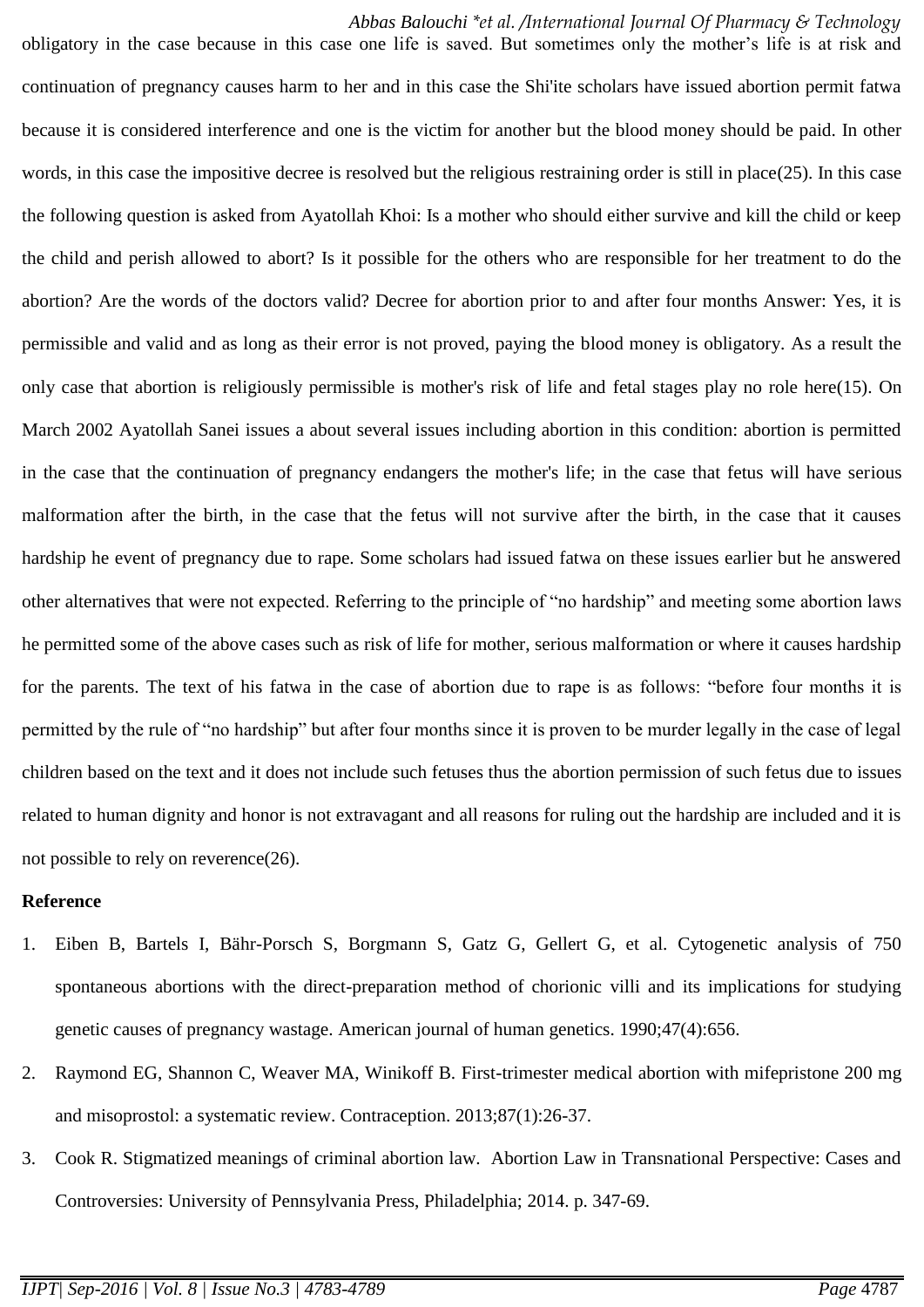obligatory in the case because in this case one life is saved. But sometimes only the mother's life is at risk and continuation of pregnancy causes harm to her and in this case the Shi'ite scholars have issued abortion permit fatwa because it is considered interference and one is the victim for another but the blood money should be paid. In other words, in this case the impositive decree is resolved but the religious restraining order is still in place(25). In this case the following question is asked from Ayatollah Khoi: Is a mother who should either survive and kill the child or keep the child and perish allowed to abort? Is it possible for the others who are responsible for her treatment to do the abortion? Are the words of the doctors valid? Decree for abortion prior to and after four months Answer: Yes, it is permissible and valid and as long as their error is not proved, paying the blood money is obligatory. As a result the only case that abortion is religiously permissible is mother's risk of life and fetal stages play no role here(15). On March 2002 Ayatollah Sanei issues a about several issues including abortion in this condition: abortion is permitted in the case that the continuation of pregnancy endangers the mother's life; in the case that fetus will have serious malformation after the birth, in the case that the fetus will not survive after the birth, in the case that it causes hardship he event of pregnancy due to rape. Some scholars had issued fatwa on these issues earlier but he answered other alternatives that were not expected. Referring to the principle of "no hardship" and meeting some abortion laws he permitted some of the above cases such as risk of life for mother, serious malformation or where it causes hardship for the parents. The text of his fatwa in the case of abortion due to rape is as follows: "before four months it is permitted by the rule of "no hardship" but after four months since it is proven to be murder legally in the case of legal children based on the text and it does not include such fetuses thus the abortion permission of such fetus due to issues related to human dignity and honor is not extravagant and all reasons for ruling out the hardship are included and it is not possible to rely on reverence(26).

**Reference**

1. Eiben B, Bartels I, Bähr-Porsch S, Borgmann S, Gatz G, Gellert G, et al. Cytogenetic analysis of 750 spontaneous abortions with the direct-preparation method of chorionic villi and its implications for studying genetic causes of pregnancy wastage. American journal of human genetics. 1990;47(4):656.
2. Raymond EG, Shannon C, Weaver MA, Winikoff B. First-trimester medical abortion with mifepristone 200 mg and misoprostol: a systematic review. Contraception. 2013;87(1):26-37.
3. Cook R. Stigmatized meanings of criminal abortion law. Abortion Law in Transnational Perspective: Cases and Controversies: University of Pennsylvania Press, Philadelphia; 2014. p. 347-69.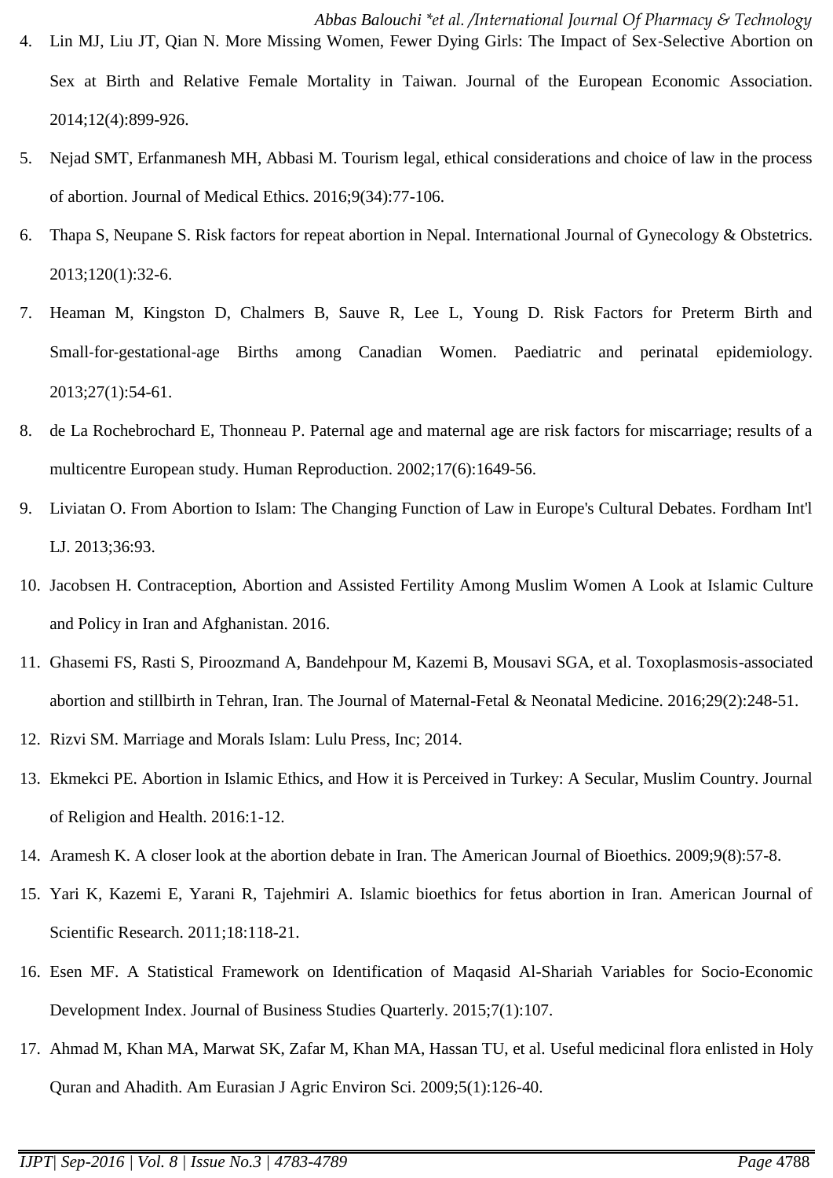4. Lin MJ, Liu JT, Qian N. More Missing Women, Fewer Dying Girls: The Impact of Sex-Selective Abortion on Sex at Birth and Relative Female Mortality in Taiwan. Journal of the European Economic Association. 2014;12(4):899-926.
5. Nejad SMT, Erfanmanesh MH, Abbasi M. Tourism legal, ethical considerations and choice of law in the process of abortion. Journal of Medical Ethics. 2016;9(34):77-106.
6. Thapa S, Neupane S. Risk factors for repeat abortion in Nepal. International Journal of Gynecology & Obstetrics. 2013;120(1):32-6.
7. Heaman M, Kingston D, Chalmers B, Sauve R, Lee L, Young D. Risk Factors for Preterm Birth and Small-for-gestational-age Births among Canadian Women. Paediatric and perinatal epidemiology. 2013;27(1):54-61.
8. de La Rochebrochard E, Thonneau P. Paternal age and maternal age are risk factors for miscarriage; results of a multicentre European study. Human Reproduction. 2002;17(6):1649-56.
9. Liviatan O. From Abortion to Islam: The Changing Function of Law in Europe's Cultural Debates. Fordham Int'l LJ. 2013;36:93.
10. Jacobsen H. Contraception, Abortion and Assisted Fertility Among Muslim Women A Look at Islamic Culture and Policy in Iran and Afghanistan. 2016.
11. Ghasemi FS, Rasti S, Piroozmand A, Bandehpour M, Kazemi B, Mousavi SGA, et al. Toxoplasmosis-associated abortion and stillbirth in Tehran, Iran. The Journal of Maternal-Fetal & Neonatal Medicine. 2016;29(2):248-51.
12. Rizvi SM. Marriage and Morals Islam: Lulu Press, Inc; 2014.
13. Ekmekci PE. Abortion in Islamic Ethics, and How it is Perceived in Turkey: A Secular, Muslim Country. Journal of Religion and Health. 2016:1-12.
14. Aramesh K. A closer look at the abortion debate in Iran. The American Journal of Bioethics. 2009;9(8):57-8.
15. Yari K, Kazemi E, Yarani R, Tajehmiri A. Islamic bioethics for fetus abortion in Iran. American Journal of Scientific Research. 2011;18:118-21.
16. Esen MF. A Statistical Framework on Identification of Maqasid Al-Shariah Variables for Socio-Economic Development Index. Journal of Business Studies Quarterly. 2015;7(1):107.
17. Ahmad M, Khan MA, Marwat SK, Zafar M, Khan MA, Hassan TU, et al. Useful medicinal flora enlisted in Holy Quran and Ahadith. Am Eurasian J Agric Environ Sci. 2009;5(1):126-40.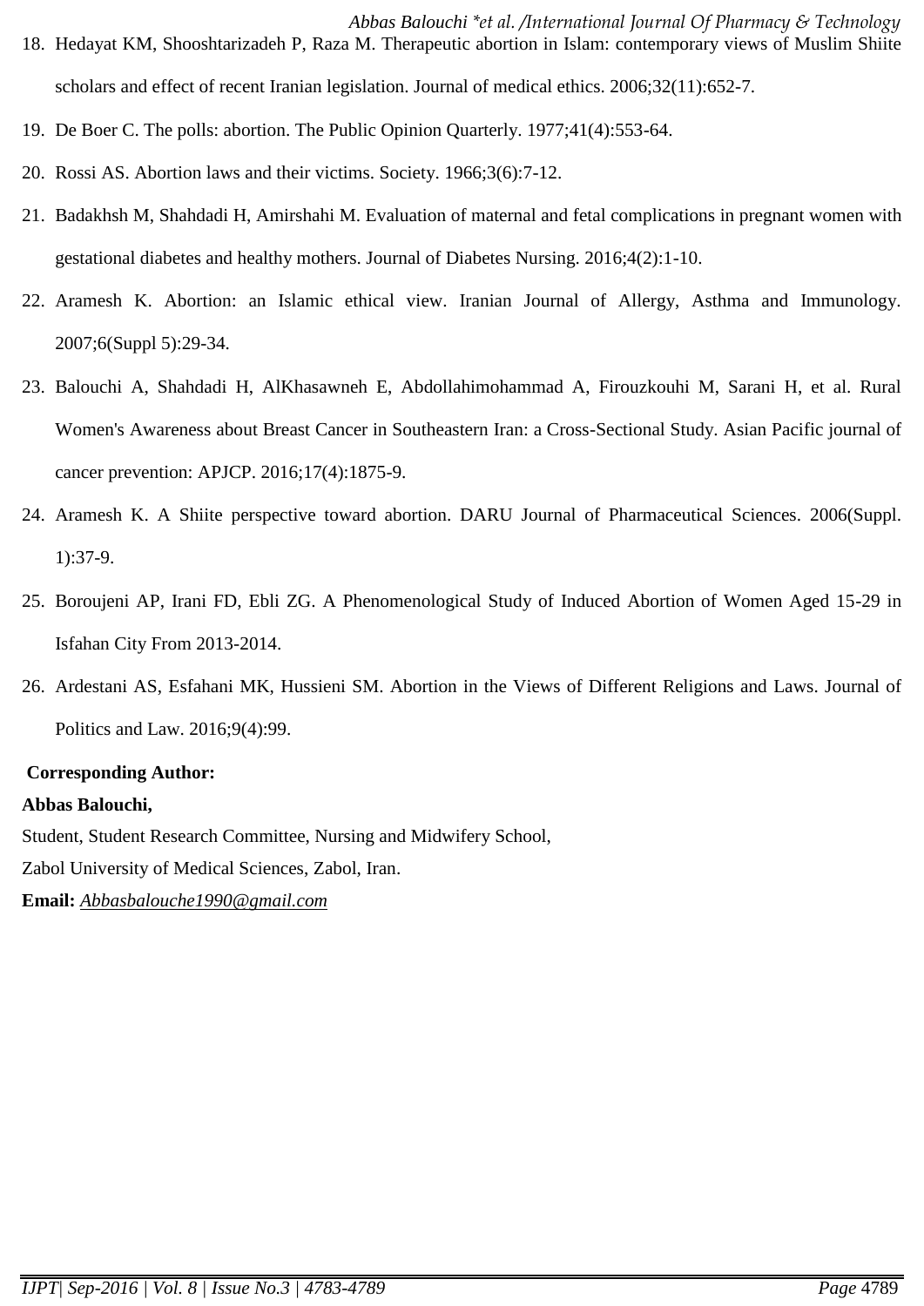18. Hedayat KM, Shooshtarizadeh P, Raza M. Therapeutic abortion in Islam: contemporary views of Muslim Shiite scholars and effect of recent Iranian legislation. Journal of medical ethics. 2006;32(11):652-7.
19. De Boer C. The polls: abortion. The Public Opinion Quarterly. 1977;41(4):553-64.
20. Rossi AS. Abortion laws and their victims. Society. 1966;3(6):7-12.
21. Badakhsh M, Shahdadi H, Amirshahi M. Evaluation of maternal and fetal complications in pregnant women with gestational diabetes and healthy mothers. Journal of Diabetes Nursing. 2016;4(2):1-10.
22. Aramesh K. Abortion: an Islamic ethical view. Iranian Journal of Allergy, Asthma and Immunology. 2007;6(Suppl 5):29-34.
23. Balouchi A, Shahdadi H, AlKhasawneh E, Abdollahimohammad A, Firouzkouhi M, Sarani H, et al. Rural Women's Awareness about Breast Cancer in Southeastern Iran: a Cross-Sectional Study. Asian Pacific journal of cancer prevention: APJCP. 2016;17(4):1875-9.
24. Aramesh K. A Shiite perspective toward abortion. DARU Journal of Pharmaceutical Sciences. 2006(Suppl. 1):37-9.
25. Boroujeni AP, Irani FD, Ebli ZG. A Phenomenological Study of Induced Abortion of Women Aged 15-29 in Isfahan City From 2013-2014.
26. Ardestani AS, Esfahani MK, Hussieni SM. Abortion in the Views of Different Religions and Laws. Journal of Politics and Law. 2016;9(4):99.

**Corresponding Author:**

**Abbas Balouchi,**

Student, Student Research Committee, Nursing and Midwifery School,

Zabol University of Medical Sciences, Zabol, Iran.

**Email:** *Abbasbalouche1990@gmail.com*